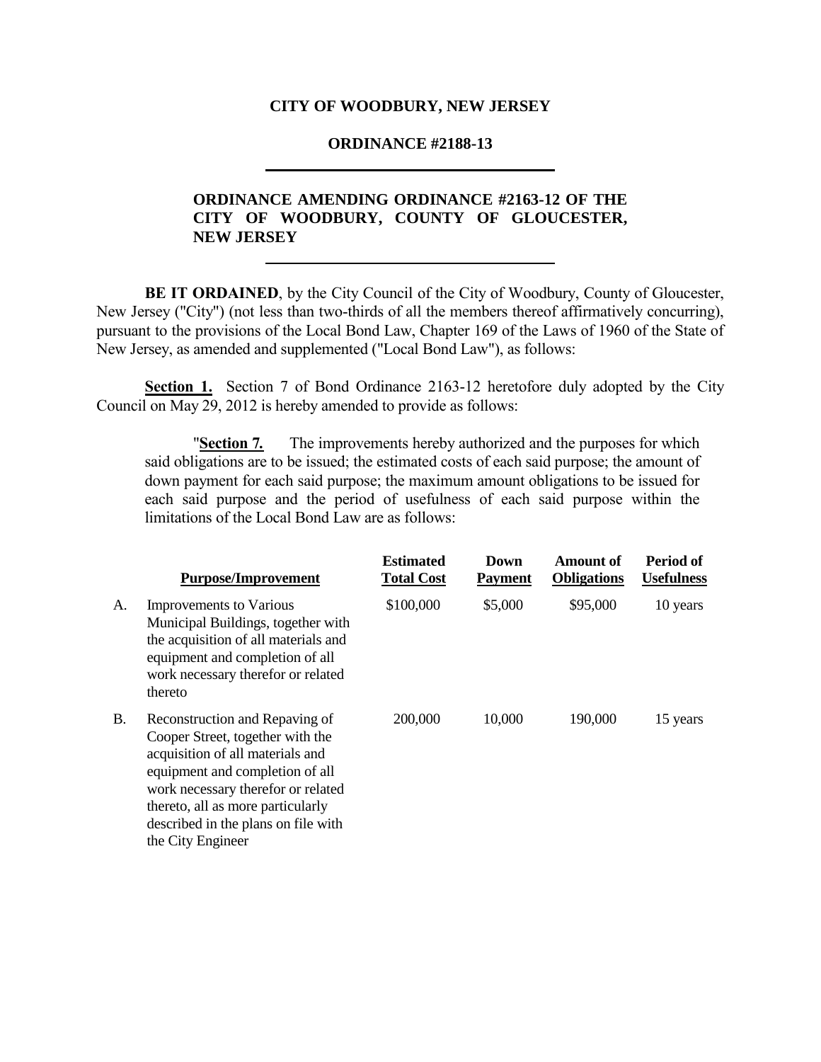**CITY OF WOODBURY, NEW JERSEY**

**ORDINANCE #2188-13**

---

**ORDINANCE AMENDING ORDINANCE #2163-12 OF THE CITY OF WOODBURY, COUNTY OF GLOUCESTER, NEW JERSEY**

---

**BE IT ORDAINED**, by the City Council of the City of Woodbury, County of Gloucester, New Jersey ("City") (not less than two-thirds of all the members thereof affirmatively concurring), pursuant to the provisions of the Local Bond Law, Chapter 169 of the Laws of 1960 of the State of New Jersey, as amended and supplemented ("Local Bond Law"), as follows:

**Section 1.** Section 7 of Bond Ordinance 2163-12 heretofore duly adopted by the City Council on May 29, 2012 is hereby amended to provide as follows:

> "**Section 7.** The improvements hereby authorized and the purposes for which said obligations are to be issued; the estimated costs of each said purpose; the amount of down payment for each said purpose; the maximum amount obligations to be issued for each said purpose and the period of usefulness of each said purpose within the limitations of the Local Bond Law are as follows:

| | Purpose/Improvement | Estimated Total Cost | Down Payment | Amount of Obligations | Period of Usefulness |
|---|---|---|---|---|---|
| A. | Improvements to Various Municipal Buildings, together with the acquisition of all materials and equipment and completion of all work necessary therefor or related thereto | \$100,000 | \$5,000 | \$95,000 | 10 years |
| B. | Reconstruction and Repaving of Cooper Street, together with the acquisition of all materials and equipment and completion of all work necessary therefor or related thereto, all as more particularly described in the plans on file with the City Engineer | 200,000 | 10,000 | 190,000 | 15 years |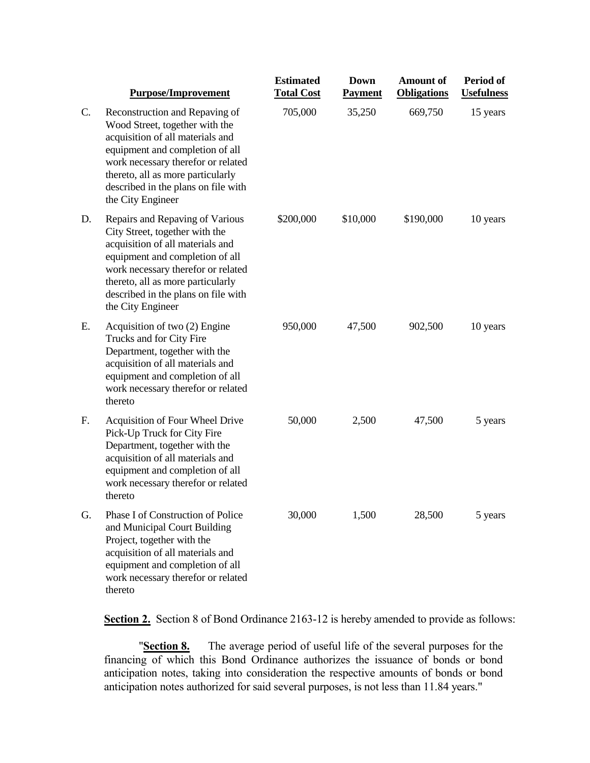| | Purpose/Improvement | Estimated Total Cost | Down Payment | Amount of Obligations | Period of Usefulness |
|---|---|---|---|---|---|
| C. | Reconstruction and Repaving of Wood Street, together with the acquisition of all materials and equipment and completion of all work necessary therefor or related thereto, all as more particularly described in the plans on file with the City Engineer | 705,000 | 35,250 | 669,750 | 15 years |
| D. | Repairs and Repaving of Various City Street, together with the acquisition of all materials and equipment and completion of all work necessary therefor or related thereto, all as more particularly described in the plans on file with the City Engineer | $200,000 | $10,000 | $190,000 | 10 years |
| E. | Acquisition of two (2) Engine Trucks and for City Fire Department, together with the acquisition of all materials and equipment and completion of all work necessary therefor or related thereto | 950,000 | 47,500 | 902,500 | 10 years |
| F. | Acquisition of Four Wheel Drive Pick-Up Truck for City Fire Department, together with the acquisition of all materials and equipment and completion of all work necessary therefor or related thereto | 50,000 | 2,500 | 47,500 | 5 years |
| G. | Phase I of Construction of Police and Municipal Court Building Project, together with the acquisition of all materials and equipment and completion of all work necessary therefor or related thereto | 30,000 | 1,500 | 28,500 | 5 years |

**Section 2.** Section 8 of Bond Ordinance 2163-12 is hereby amended to provide as follows:

"**Section 8.** The average period of useful life of the several purposes for the financing of which this Bond Ordinance authorizes the issuance of bonds or bond anticipation notes, taking into consideration the respective amounts of bonds or bond anticipation notes authorized for said several purposes, is not less than 11.84 years."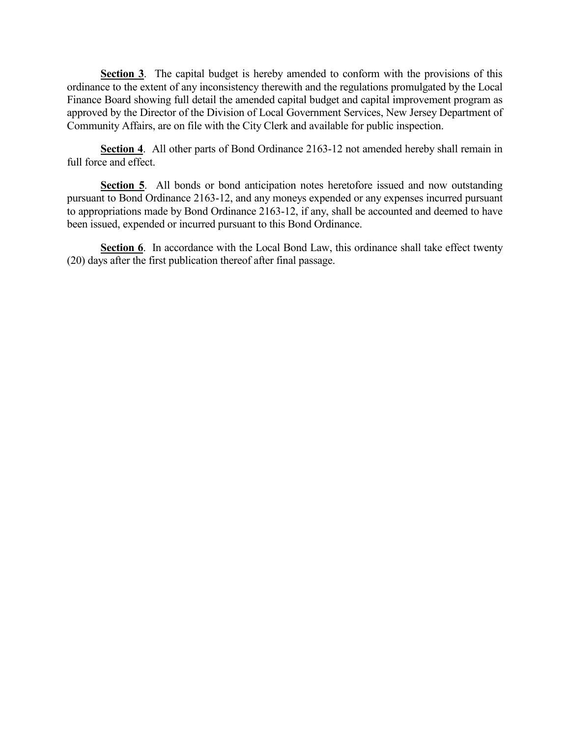**Section 3**. The capital budget is hereby amended to conform with the provisions of this ordinance to the extent of any inconsistency therewith and the regulations promulgated by the Local Finance Board showing full detail the amended capital budget and capital improvement program as approved by the Director of the Division of Local Government Services, New Jersey Department of Community Affairs, are on file with the City Clerk and available for public inspection.

**Section 4**. All other parts of Bond Ordinance 2163-12 not amended hereby shall remain in full force and effect.

**Section 5**. All bonds or bond anticipation notes heretofore issued and now outstanding pursuant to Bond Ordinance 2163-12, and any moneys expended or any expenses incurred pursuant to appropriations made by Bond Ordinance 2163-12, if any, shall be accounted and deemed to have been issued, expended or incurred pursuant to this Bond Ordinance.

**Section 6**. In accordance with the Local Bond Law, this ordinance shall take effect twenty (20) days after the first publication thereof after final passage.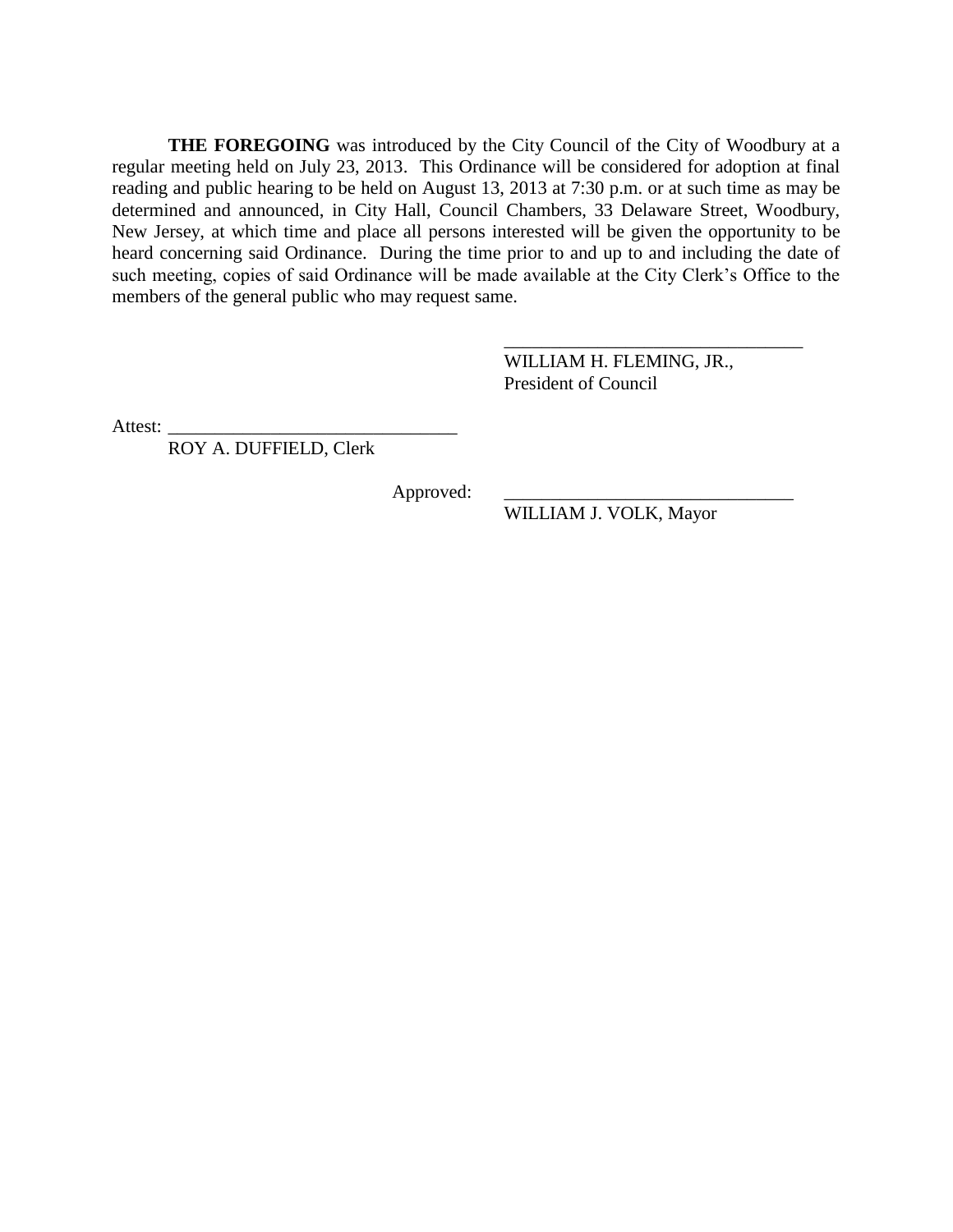**THE FOREGOING** was introduced by the City Council of the City of Woodbury at a regular meeting held on July 23, 2013. This Ordinance will be considered for adoption at final reading and public hearing to be held on August 13, 2013 at 7:30 p.m. or at such time as may be determined and announced, in City Hall, Council Chambers, 33 Delaware Street, Woodbury, New Jersey, at which time and place all persons interested will be given the opportunity to be heard concerning said Ordinance. During the time prior to and up to and including the date of such meeting, copies of said Ordinance will be made available at the City Clerk's Office to the members of the general public who may request same.

________________________________
WILLIAM H. FLEMING, JR.,
President of Council

Attest: ________________________________
ROY A. DUFFIELD, Clerk

Approved: ________________________________
WILLIAM J. VOLK, Mayor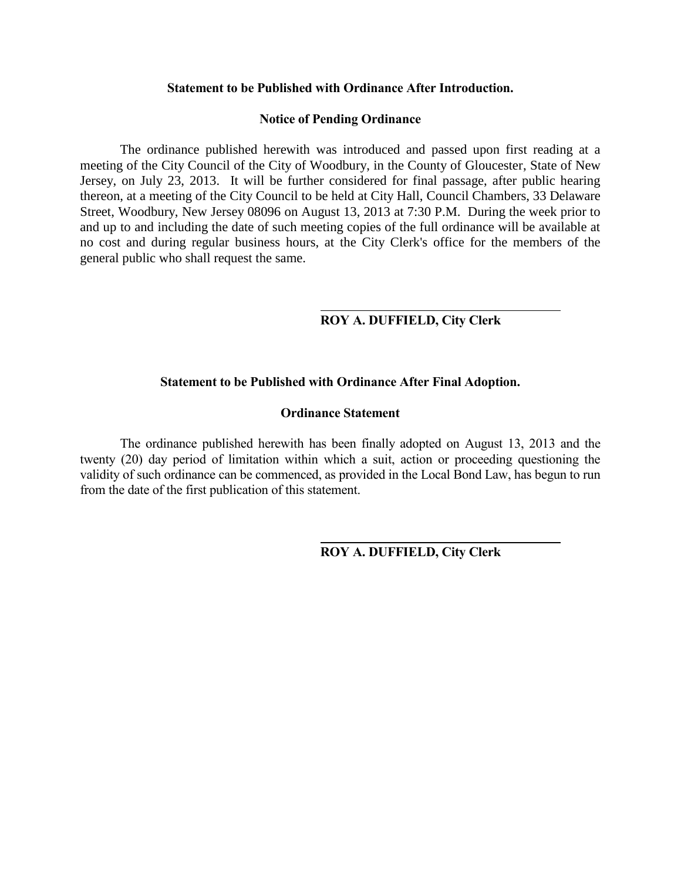**Statement to be Published with Ordinance After Introduction.**

**Notice of Pending Ordinance**

The ordinance published herewith was introduced and passed upon first reading at a meeting of the City Council of the City of Woodbury, in the County of Gloucester, State of New Jersey, on July 23, 2013. It will be further considered for final passage, after public hearing thereon, at a meeting of the City Council to be held at City Hall, Council Chambers, 33 Delaware Street, Woodbury, New Jersey 08096 on August 13, 2013 at 7:30 P.M. During the week prior to and up to and including the date of such meeting copies of the full ordinance will be available at no cost and during regular business hours, at the City Clerk's office for the members of the general public who shall request the same.

\_\_\_\_\_\_\_\_\_\_\_\_\_\_\_\_\_\_\_\_\_\_\_\_\_\_\_\_\_\_\_\_\_\_\_\_

**ROY A. DUFFIELD, City Clerk**

**Statement to be Published with Ordinance After Final Adoption.**

**Ordinance Statement**

The ordinance published herewith has been finally adopted on August 13, 2013 and the twenty (20) day period of limitation within which a suit, action or proceeding questioning the validity of such ordinance can be commenced, as provided in the Local Bond Law, has begun to run from the date of the first publication of this statement.

\_\_\_\_\_\_\_\_\_\_\_\_\_\_\_\_\_\_\_\_\_\_\_\_\_\_\_\_\_\_\_\_\_\_\_\_

**ROY A. DUFFIELD, City Clerk**